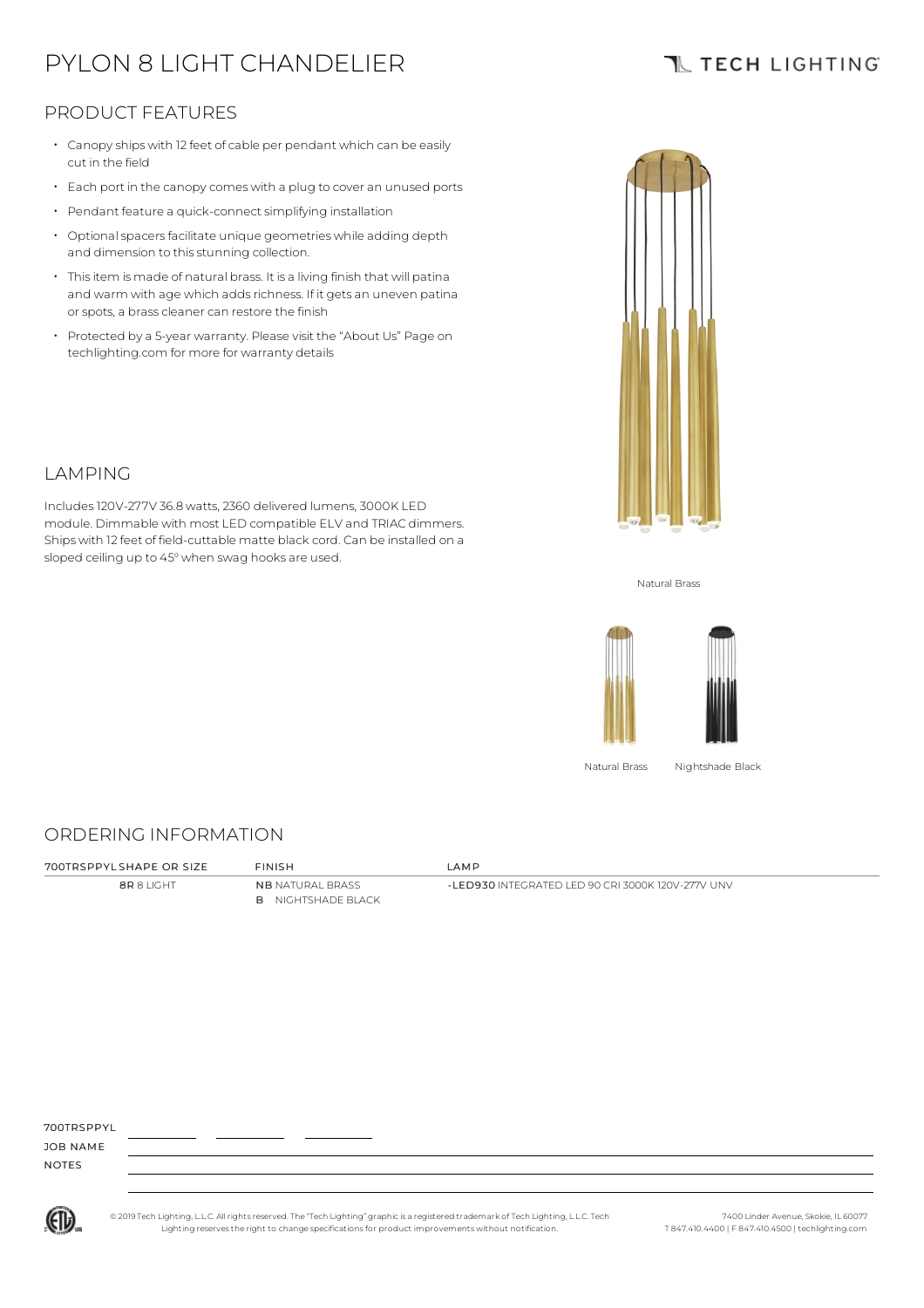# PYLON 8 LIGHT CHANDELIER

TECH LIGHTING

## PRODUCT FEATURES

- Canopy ships with 12 feet of cable per pendant which can be easily cut in the field
- Each port in the canopy comes with a plug to cover an unused ports
- Pendant feature a quick-connect simplifying installation
- Optional spacers facilitate unique geometries while adding depth and dimension to this stunning collection.
- This item is made of natural brass. It is a living finish that will patina and warm with age which adds richness. If it gets an uneven patina or spots, a brass cleaner can restore the finish
- Protected by a 5-year warranty. Please visit the "About Us" Page on techlighting.com for more for warranty details

## LAMPING

Includes 120V-277V 36.8 watts, 2360 delivered lumens, 3000K LED module. Dimmable with most LED compatible ELV and TRIAC dimmers. Ships with 12 feet of field-cuttable matte black cord. Can be installed on a sloped ceiling up to 45° when swag hooks are used.

Natural Brass

Natural Brass Nightshade Black

## ORDERING INFORMATION

| 700TRSPPYL SHAPE OR SIZE | FINISH | LAMP |
|---|---|---|
| **8R** 8 LIGHT | **NB** NATURAL BRASS | **-LED930** INTEGRATED LED 90 CRI 3000K 120V-277V UNV |
| | **B** NIGHTSHADE BLACK | |

700TRSPPYL \_\_\_\_\_\_\_\_ \_\_\_\_\_\_\_\_ \_\_\_\_\_\_\_\_

JOB NAME

NOTES

© 2019 Tech Lighting, L.L.C. All rights reserved. The "Tech Lighting" graphic is a registered trademark of Tech Lighting, L.L.C. Tech Lighting reserves the right to change specifications for product improvements without notification.

7400 Linder Avenue, Skokie, IL 60077
T 847.410.4400 | F 847.410.4500 | techlighting.com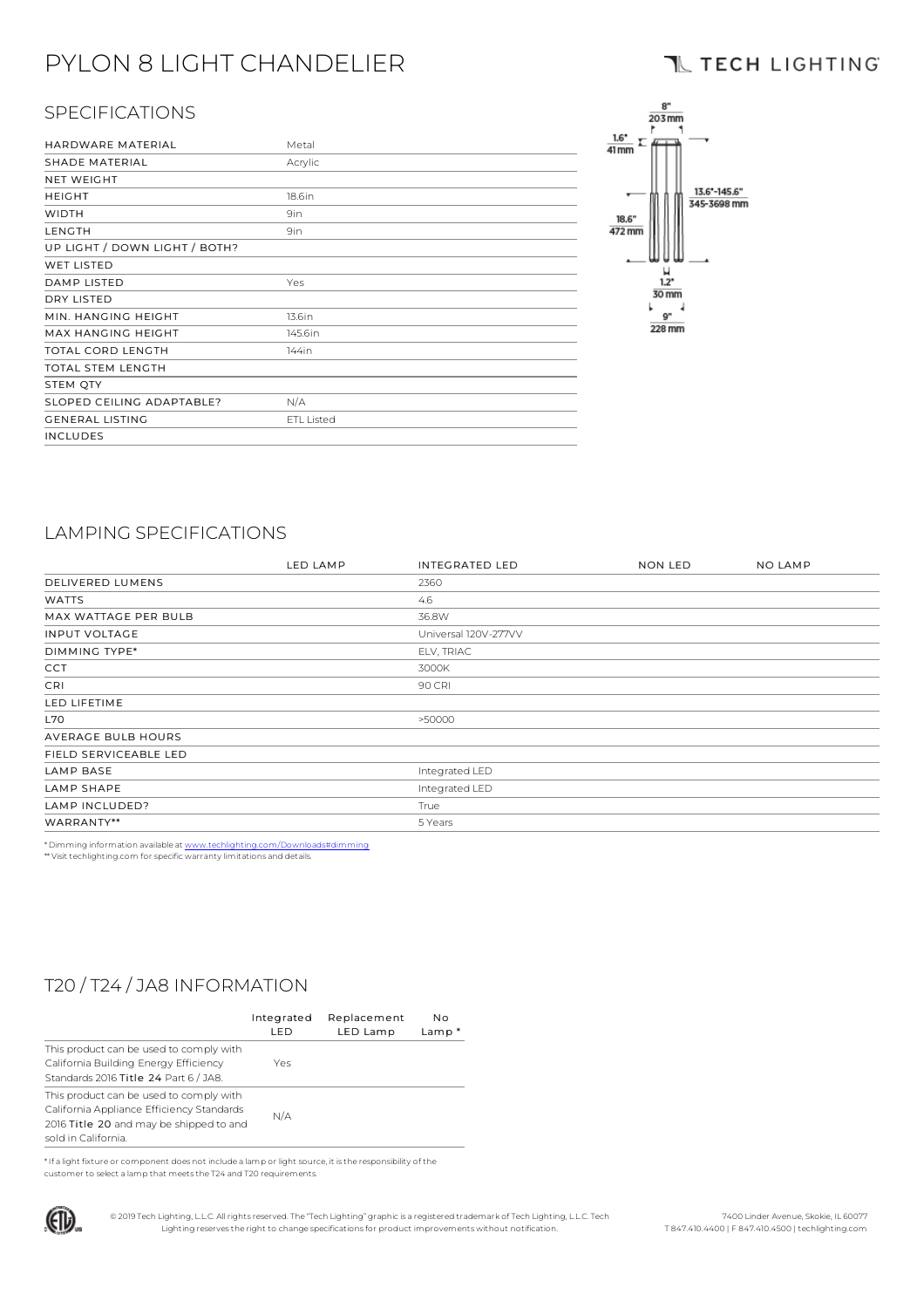# PYLON 8 LIGHT CHANDELIER

TECH LIGHTING

## SPECIFICATIONS

| | |
|---|---|
| HARDWARE MATERIAL | Metal |
| SHADE MATERIAL | Acrylic |
| NET WEIGHT | |
| HEIGHT | 18.6in |
| WIDTH | 9in |
| LENGTH | 9in |
| UP LIGHT / DOWN LIGHT / BOTH? | |
| WET LISTED | |
| DAMP LISTED | Yes |
| DRY LISTED | |
| MIN. HANGING HEIGHT | 13.6in |
| MAX HANGING HEIGHT | 145.6in |
| TOTAL CORD LENGTH | 144in |
| TOTAL STEM LENGTH | |
| STEM QTY | |
| SLOPED CEILING ADAPTABLE? | N/A |
| GENERAL LISTING | ETL Listed |
| INCLUDES | |

8"
203 mm

1.6"
41 mm

13.6"-145.6"
345-3698 mm

18.6"
472 mm

1.2"
30 mm

9"
228 mm

## LAMPING SPECIFICATIONS

| | LED LAMP | INTEGRATED LED | NON LED | NO LAMP |
|---|---|---|---|---|
| DELIVERED LUMENS | | 2360 | | |
| WATTS | | 4.6 | | |
| MAX WATTAGE PER BULB | | 36.8W | | |
| INPUT VOLTAGE | | Universal 120V-277VV | | |
| DIMMING TYPE* | | ELV, TRIAC | | |
| CCT | | 3000K | | |
| CRI | | 90 CRI | | |
| LED LIFETIME | | | | |
| L70 | | >50000 | | |
| AVERAGE BULB HOURS | | | | |
| FIELD SERVICEABLE LED | | | | |
| LAMP BASE | | Integrated LED | | |
| LAMP SHAPE | | Integrated LED | | |
| LAMP INCLUDED? | | True | | |
| WARRANTY** | | 5 Years | | |

\* Dimming information available at www.techlighting.com/Downloads#dimming
** Visit techlighting.com for specific warranty limitations and details.

## T20 / T24 / JA8 INFORMATION

| | Integrated LED | Replacement LED Lamp | No Lamp * |
|---|---|---|---|
| This product can be used to comply with California Building Energy Efficiency Standards 2016 Title 24 Part 6 / JA8. | Yes | | |
| This product can be used to comply with California Appliance Efficiency Standards 2016 Title 20 and may be shipped to and sold in California. | N/A | | |

\* If a light fixture or component does not include a lamp or light source, it is the responsibility of the customer to select a lamp that meets the T24 and T20 requirements.

© 2019 Tech Lighting, L.L.C. All rights reserved. The "Tech Lighting" graphic is a registered trademark of Tech Lighting, L.L.C. Tech Lighting reserves the right to change specifications for product improvements without notification.

7400 Linder Avenue, Skokie, IL 60077
T 847.410.4400 | F 847.410.4500 | techlighting.com